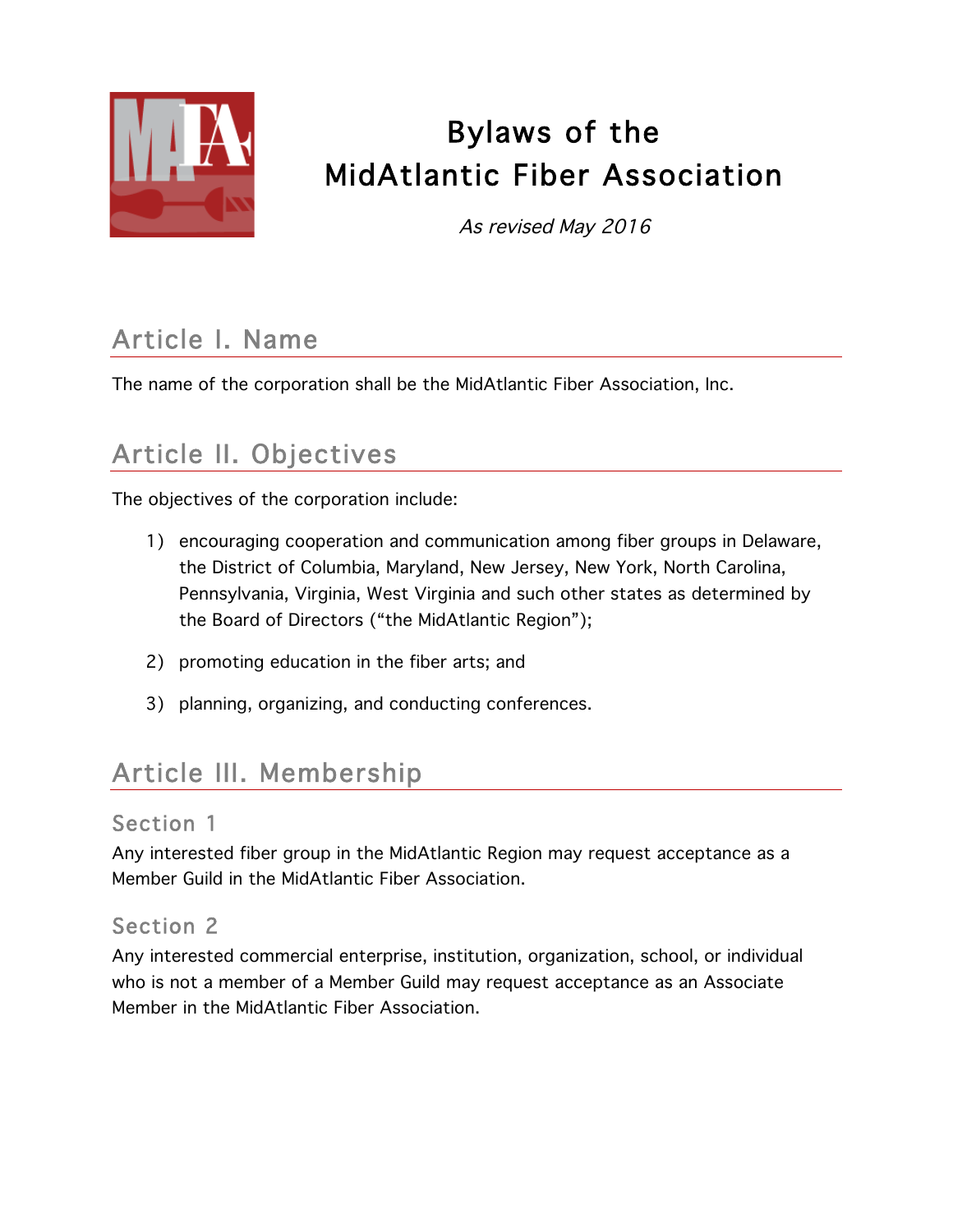# Bylaws of the MidAtlantic Fiber Association

*As revised May 2016*

## Article I. Name

The name of the corporation shall be the MidAtlantic Fiber Association, Inc.

## Article II. Objectives

The objectives of the corporation include:

1) encouraging cooperation and communication among fiber groups in Delaware, the District of Columbia, Maryland, New Jersey, New York, North Carolina, Pennsylvania, Virginia, West Virginia and such other states as determined by the Board of Directors ("the MidAtlantic Region");

2) promoting education in the fiber arts; and

3) planning, organizing, and conducting conferences.

## Article III. Membership

### Section 1

Any interested fiber group in the MidAtlantic Region may request acceptance as a Member Guild in the MidAtlantic Fiber Association.

### Section 2

Any interested commercial enterprise, institution, organization, school, or individual who is not a member of a Member Guild may request acceptance as an Associate Member in the MidAtlantic Fiber Association.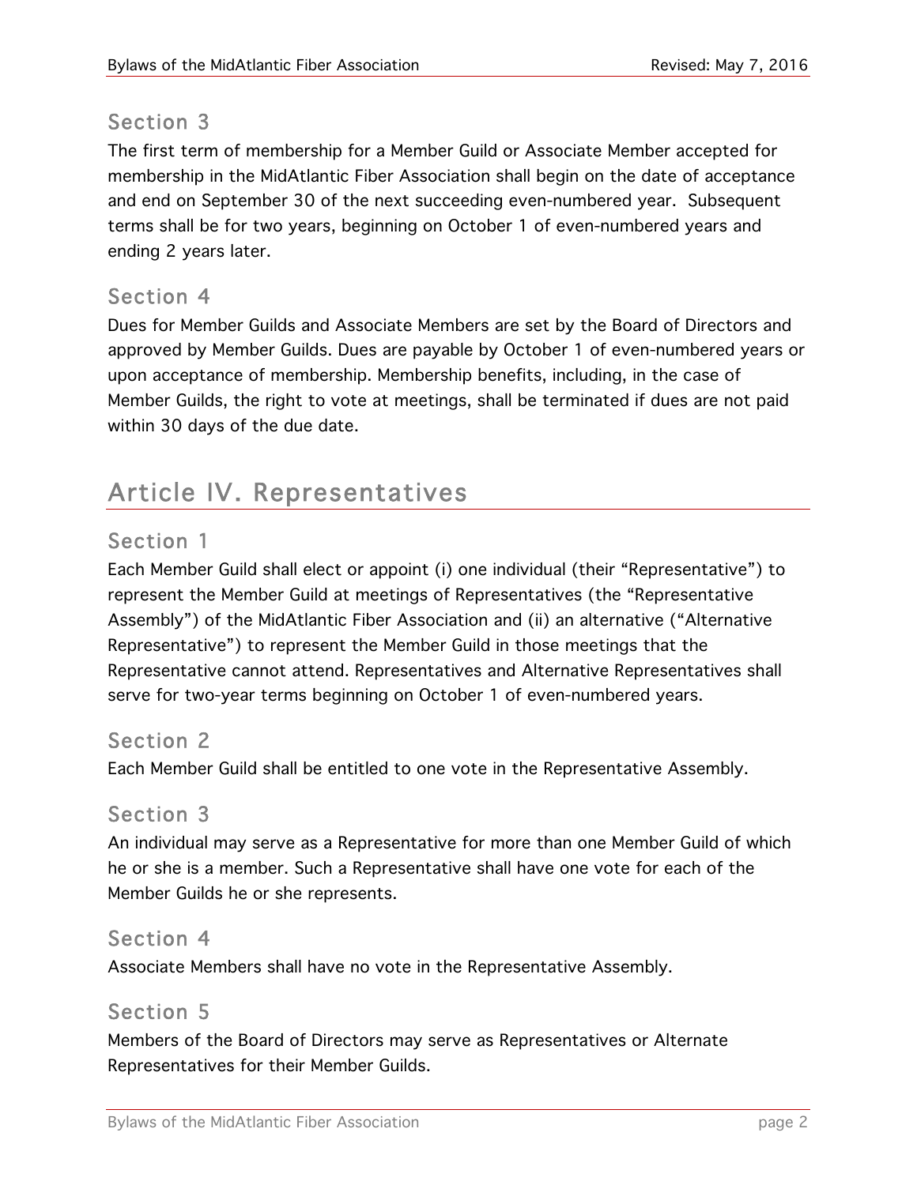### Section 3

The first term of membership for a Member Guild or Associate Member accepted for membership in the MidAtlantic Fiber Association shall begin on the date of acceptance and end on September 30 of the next succeeding even-numbered year. Subsequent terms shall be for two years, beginning on October 1 of even-numbered years and ending 2 years later.

### Section 4

Dues for Member Guilds and Associate Members are set by the Board of Directors and approved by Member Guilds. Dues are payable by October 1 of even-numbered years or upon acceptance of membership. Membership benefits, including, in the case of Member Guilds, the right to vote at meetings, shall be terminated if dues are not paid within 30 days of the due date.

## Article IV. Representatives

### Section 1

Each Member Guild shall elect or appoint (i) one individual (their "Representative") to represent the Member Guild at meetings of Representatives (the "Representative Assembly") of the MidAtlantic Fiber Association and (ii) an alternative ("Alternative Representative") to represent the Member Guild in those meetings that the Representative cannot attend. Representatives and Alternative Representatives shall serve for two-year terms beginning on October 1 of even-numbered years.

### Section 2

Each Member Guild shall be entitled to one vote in the Representative Assembly.

### Section 3

An individual may serve as a Representative for more than one Member Guild of which he or she is a member. Such a Representative shall have one vote for each of the Member Guilds he or she represents.

### Section 4

Associate Members shall have no vote in the Representative Assembly.

### Section 5

Members of the Board of Directors may serve as Representatives or Alternate Representatives for their Member Guilds.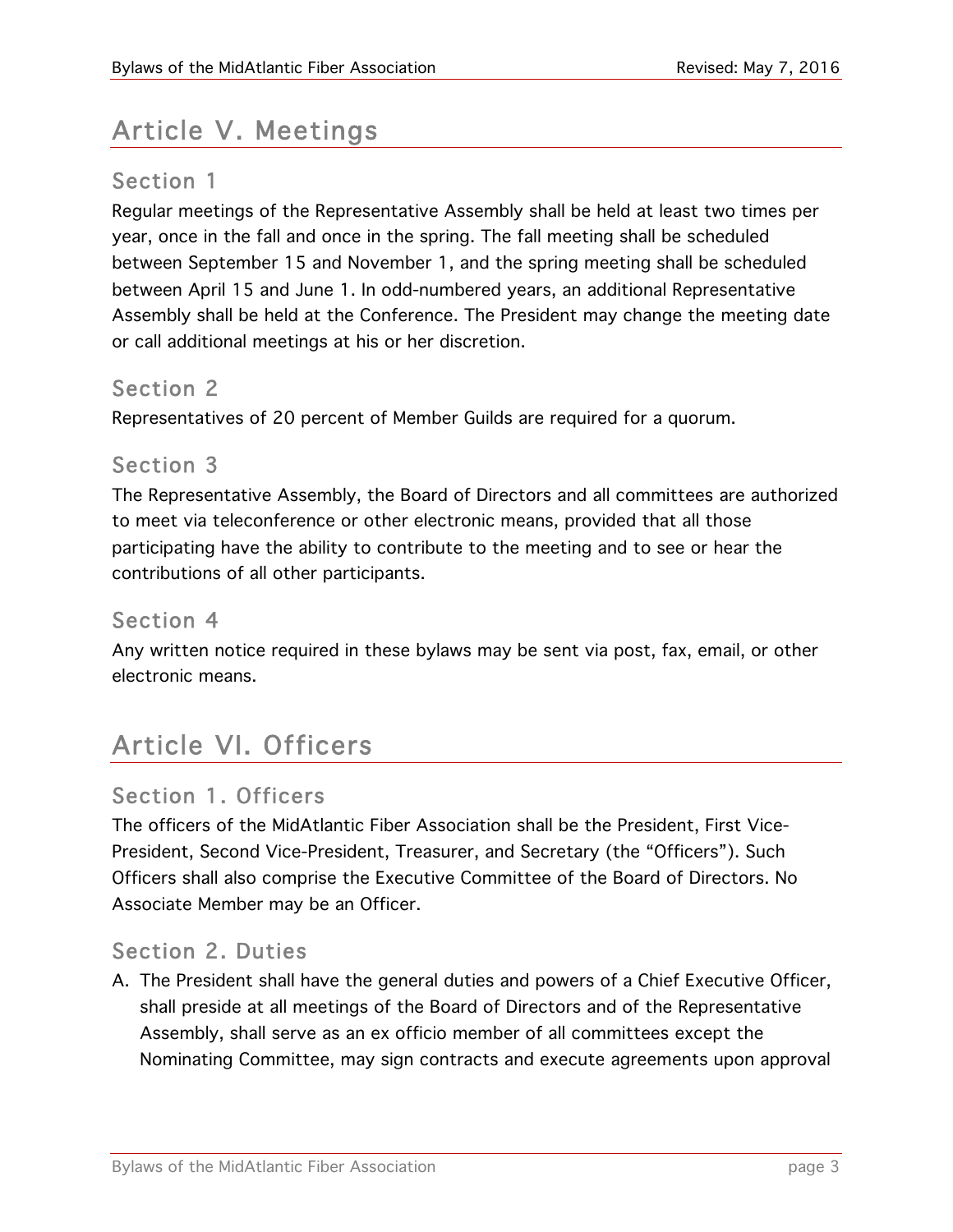# Article V. Meetings

## Section 1

Regular meetings of the Representative Assembly shall be held at least two times per year, once in the fall and once in the spring. The fall meeting shall be scheduled between September 15 and November 1, and the spring meeting shall be scheduled between April 15 and June 1. In odd-numbered years, an additional Representative Assembly shall be held at the Conference. The President may change the meeting date or call additional meetings at his or her discretion.

## Section 2

Representatives of 20 percent of Member Guilds are required for a quorum.

## Section 3

The Representative Assembly, the Board of Directors and all committees are authorized to meet via teleconference or other electronic means, provided that all those participating have the ability to contribute to the meeting and to see or hear the contributions of all other participants.

## Section 4

Any written notice required in these bylaws may be sent via post, fax, email, or other electronic means.

# Article VI. Officers

## Section 1. Officers

The officers of the MidAtlantic Fiber Association shall be the President, First Vice-President, Second Vice-President, Treasurer, and Secretary (the "Officers"). Such Officers shall also comprise the Executive Committee of the Board of Directors. No Associate Member may be an Officer.

## Section 2. Duties

A. The President shall have the general duties and powers of a Chief Executive Officer, shall preside at all meetings of the Board of Directors and of the Representative Assembly, shall serve as an ex officio member of all committees except the Nominating Committee, may sign contracts and execute agreements upon approval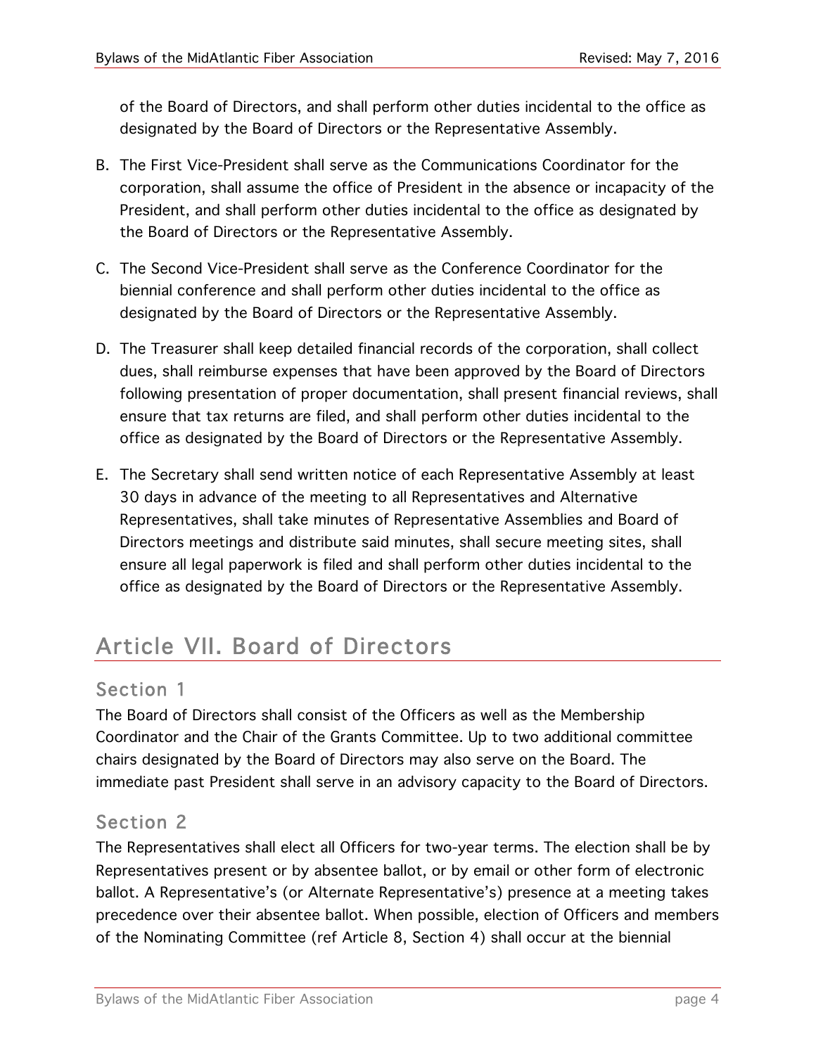of the Board of Directors, and shall perform other duties incidental to the office as designated by the Board of Directors or the Representative Assembly.

B. The First Vice-President shall serve as the Communications Coordinator for the corporation, shall assume the office of President in the absence or incapacity of the President, and shall perform other duties incidental to the office as designated by the Board of Directors or the Representative Assembly.

C. The Second Vice-President shall serve as the Conference Coordinator for the biennial conference and shall perform other duties incidental to the office as designated by the Board of Directors or the Representative Assembly.

D. The Treasurer shall keep detailed financial records of the corporation, shall collect dues, shall reimburse expenses that have been approved by the Board of Directors following presentation of proper documentation, shall present financial reviews, shall ensure that tax returns are filed, and shall perform other duties incidental to the office as designated by the Board of Directors or the Representative Assembly.

E. The Secretary shall send written notice of each Representative Assembly at least 30 days in advance of the meeting to all Representatives and Alternative Representatives, shall take minutes of Representative Assemblies and Board of Directors meetings and distribute said minutes, shall secure meeting sites, shall ensure all legal paperwork is filed and shall perform other duties incidental to the office as designated by the Board of Directors or the Representative Assembly.

# Article VII. Board of Directors

## Section 1

The Board of Directors shall consist of the Officers as well as the Membership Coordinator and the Chair of the Grants Committee. Up to two additional committee chairs designated by the Board of Directors may also serve on the Board. The immediate past President shall serve in an advisory capacity to the Board of Directors.

## Section 2

The Representatives shall elect all Officers for two-year terms. The election shall be by Representatives present or by absentee ballot, or by email or other form of electronic ballot. A Representative's (or Alternate Representative's) presence at a meeting takes precedence over their absentee ballot. When possible, election of Officers and members of the Nominating Committee (ref Article 8, Section 4) shall occur at the biennial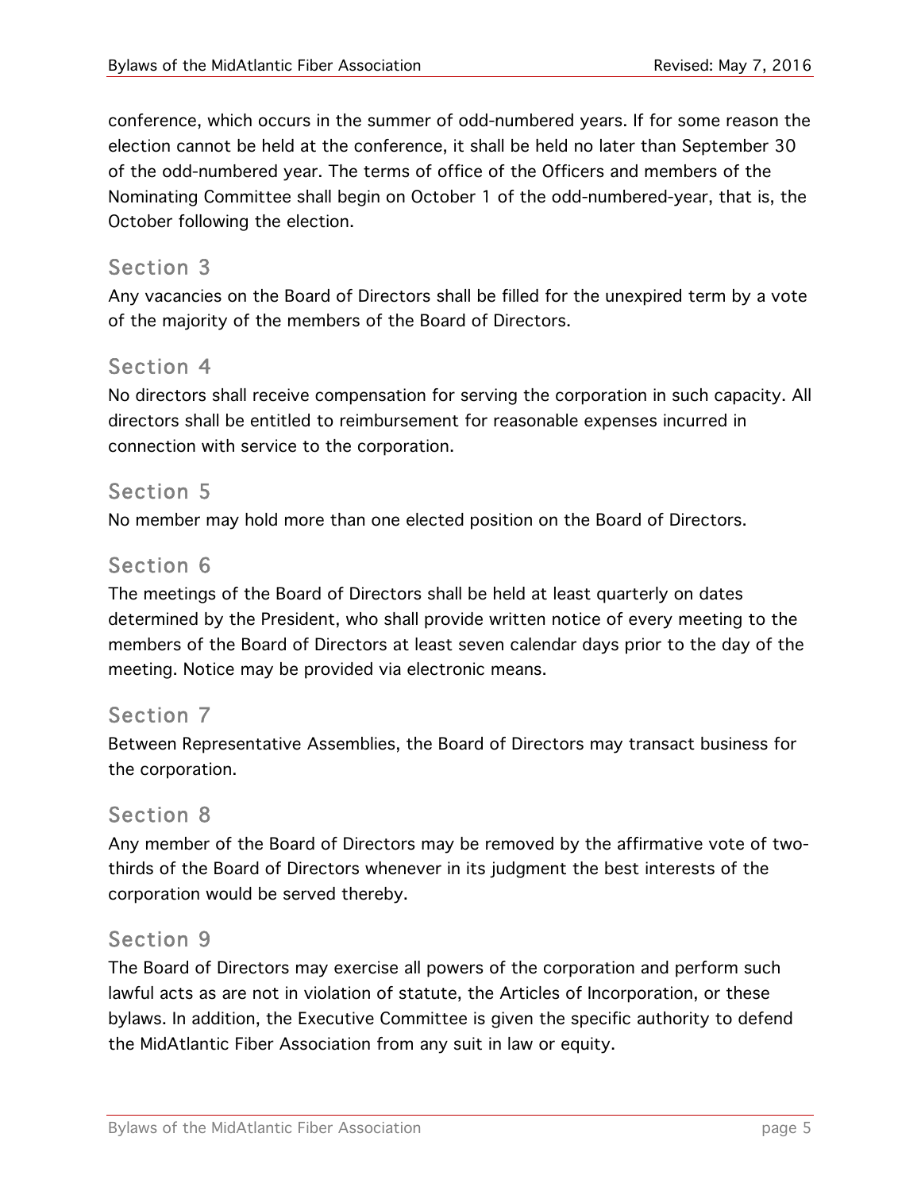conference, which occurs in the summer of odd-numbered years. If for some reason the election cannot be held at the conference, it shall be held no later than September 30 of the odd-numbered year. The terms of office of the Officers and members of the Nominating Committee shall begin on October 1 of the odd-numbered-year, that is, the October following the election.

## Section 3

Any vacancies on the Board of Directors shall be filled for the unexpired term by a vote of the majority of the members of the Board of Directors.

## Section 4

No directors shall receive compensation for serving the corporation in such capacity. All directors shall be entitled to reimbursement for reasonable expenses incurred in connection with service to the corporation.

## Section 5

No member may hold more than one elected position on the Board of Directors.

## Section 6

The meetings of the Board of Directors shall be held at least quarterly on dates determined by the President, who shall provide written notice of every meeting to the members of the Board of Directors at least seven calendar days prior to the day of the meeting. Notice may be provided via electronic means.

## Section 7

Between Representative Assemblies, the Board of Directors may transact business for the corporation.

## Section 8

Any member of the Board of Directors may be removed by the affirmative vote of two-thirds of the Board of Directors whenever in its judgment the best interests of the corporation would be served thereby.

## Section 9

The Board of Directors may exercise all powers of the corporation and perform such lawful acts as are not in violation of statute, the Articles of Incorporation, or these bylaws. In addition, the Executive Committee is given the specific authority to defend the MidAtlantic Fiber Association from any suit in law or equity.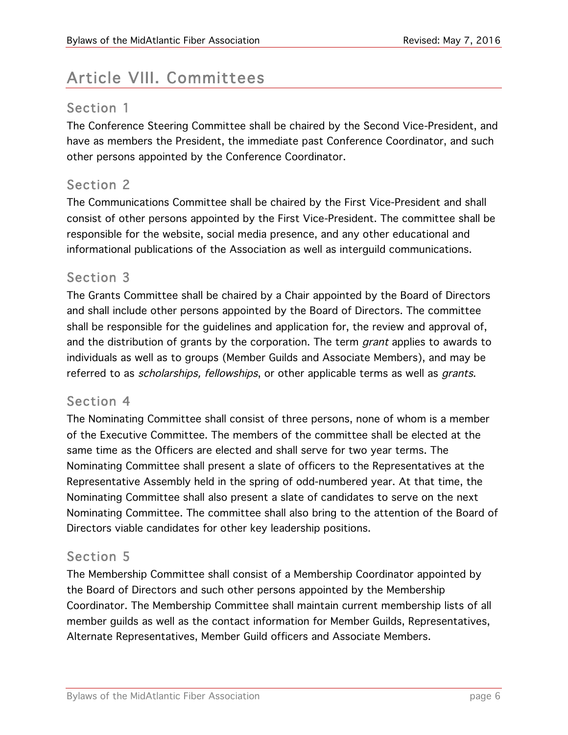# Article VIII. Committees

## Section 1

The Conference Steering Committee shall be chaired by the Second Vice-President, and have as members the President, the immediate past Conference Coordinator, and such other persons appointed by the Conference Coordinator.

## Section 2

The Communications Committee shall be chaired by the First Vice-President and shall consist of other persons appointed by the First Vice-President. The committee shall be responsible for the website, social media presence, and any other educational and informational publications of the Association as well as interguild communications.

## Section 3

The Grants Committee shall be chaired by a Chair appointed by the Board of Directors and shall include other persons appointed by the Board of Directors. The committee shall be responsible for the guidelines and application for, the review and approval of, and the distribution of grants by the corporation. The term *grant* applies to awards to individuals as well as to groups (Member Guilds and Associate Members), and may be referred to as *scholarships, fellowships*, or other applicable terms as well as *grants*.

## Section 4

The Nominating Committee shall consist of three persons, none of whom is a member of the Executive Committee. The members of the committee shall be elected at the same time as the Officers are elected and shall serve for two year terms. The Nominating Committee shall present a slate of officers to the Representatives at the Representative Assembly held in the spring of odd-numbered year. At that time, the Nominating Committee shall also present a slate of candidates to serve on the next Nominating Committee. The committee shall also bring to the attention of the Board of Directors viable candidates for other key leadership positions.

## Section 5

The Membership Committee shall consist of a Membership Coordinator appointed by the Board of Directors and such other persons appointed by the Membership Coordinator. The Membership Committee shall maintain current membership lists of all member guilds as well as the contact information for Member Guilds, Representatives, Alternate Representatives, Member Guild officers and Associate Members.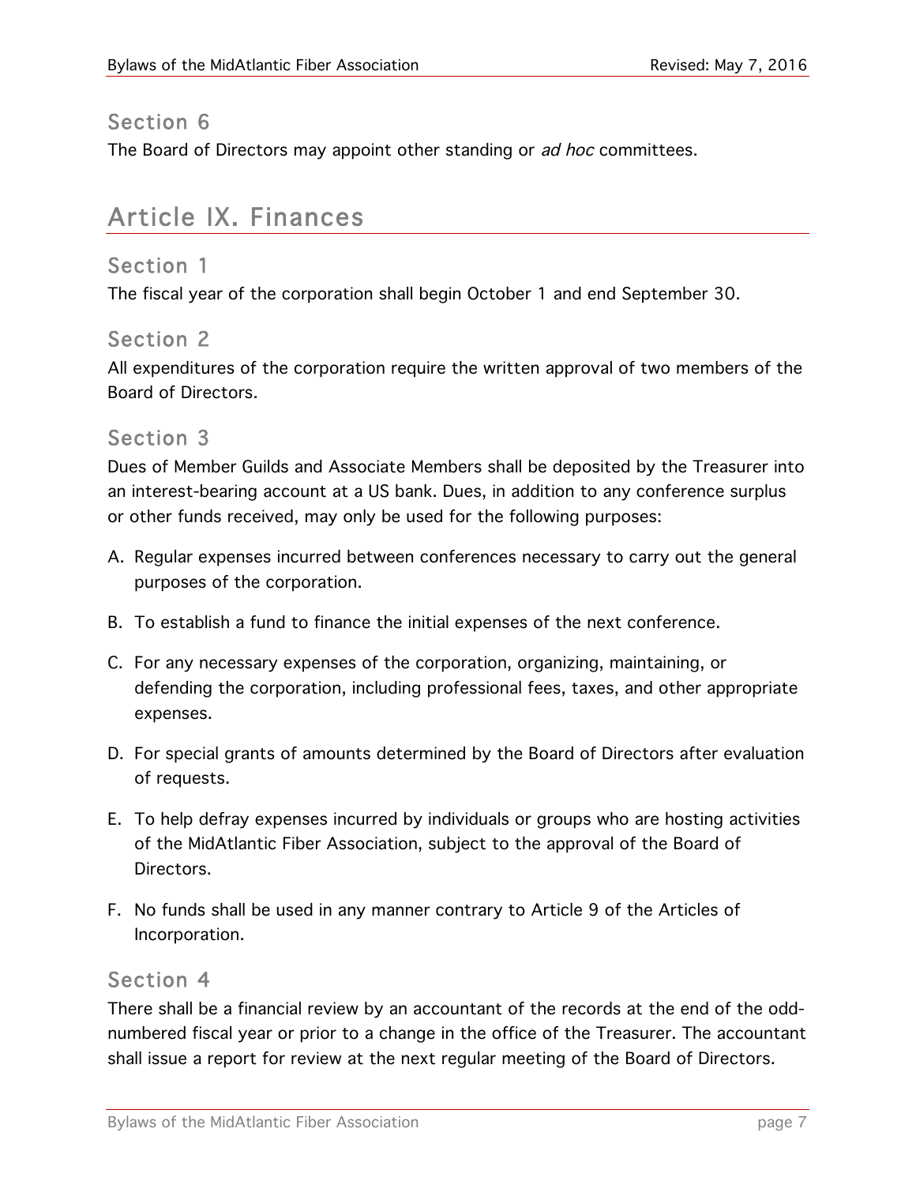### Section 6

The Board of Directors may appoint other standing or *ad hoc* committees.

## Article IX. Finances

### Section 1

The fiscal year of the corporation shall begin October 1 and end September 30.

### Section 2

All expenditures of the corporation require the written approval of two members of the Board of Directors.

### Section 3

Dues of Member Guilds and Associate Members shall be deposited by the Treasurer into an interest-bearing account at a US bank. Dues, in addition to any conference surplus or other funds received, may only be used for the following purposes:

A. Regular expenses incurred between conferences necessary to carry out the general purposes of the corporation.

B. To establish a fund to finance the initial expenses of the next conference.

C. For any necessary expenses of the corporation, organizing, maintaining, or defending the corporation, including professional fees, taxes, and other appropriate expenses.

D. For special grants of amounts determined by the Board of Directors after evaluation of requests.

E. To help defray expenses incurred by individuals or groups who are hosting activities of the MidAtlantic Fiber Association, subject to the approval of the Board of Directors.

F. No funds shall be used in any manner contrary to Article 9 of the Articles of Incorporation.

### Section 4

There shall be a financial review by an accountant of the records at the end of the odd-numbered fiscal year or prior to a change in the office of the Treasurer. The accountant shall issue a report for review at the next regular meeting of the Board of Directors.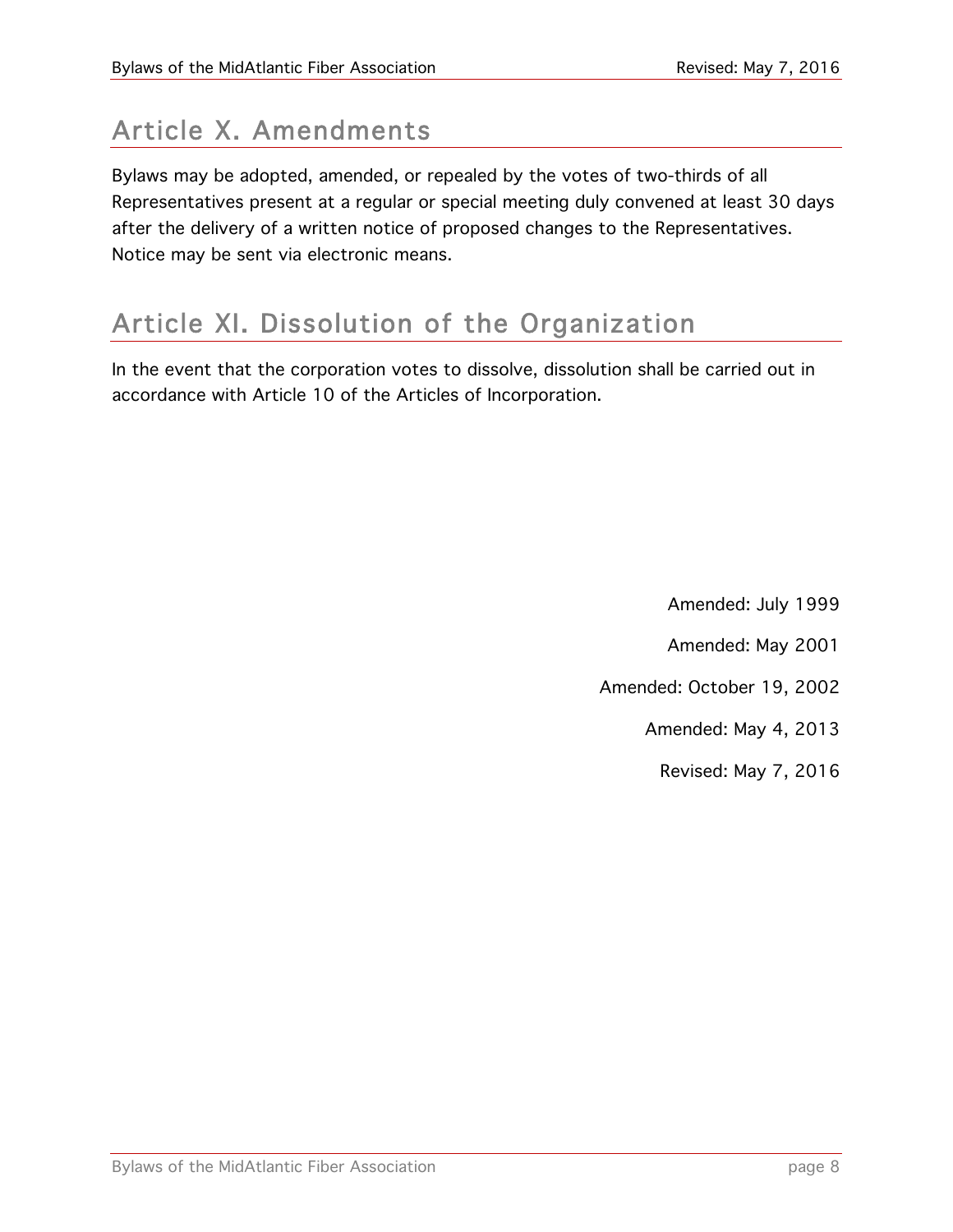## Article X. Amendments

Bylaws may be adopted, amended, or repealed by the votes of two-thirds of all Representatives present at a regular or special meeting duly convened at least 30 days after the delivery of a written notice of proposed changes to the Representatives. Notice may be sent via electronic means.

## Article XI. Dissolution of the Organization

In the event that the corporation votes to dissolve, dissolution shall be carried out in accordance with Article 10 of the Articles of Incorporation.

Amended: July 1999

Amended: May 2001

Amended: October 19, 2002

Amended: May 4, 2013

Revised: May 7, 2016